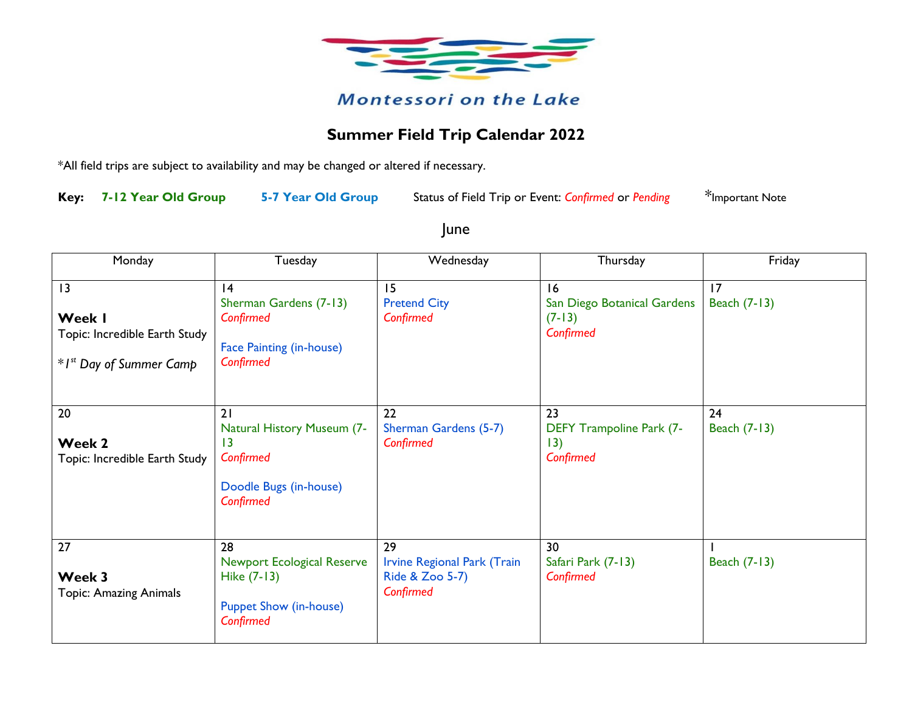Montessori on the Lake

# Summer Field Trip Calendar 2022

*All field trips are subject to availability and may be changed or altered if necessary.

**Key:** **7-12 Year Old Group** **5-7 Year Old Group** Status of Field Trip or Event: *Confirmed* or *Pending* *Important Note

## June

| Monday | Tuesday | Wednesday | Thursday | Friday |
|---|---|---|---|---|
| 13<br><br>**Week 1**<br>Topic: Incredible Earth Study<br><br>**1st Day of Summer Camp* | 14<br>Sherman Gardens (7-13)<br>*Confirmed*<br><br>Face Painting (in-house)<br>*Confirmed* | 15<br>Pretend City<br>*Confirmed* | 16<br>San Diego Botanical Gardens (7-13)<br>*Confirmed* | 17<br>Beach (7-13) |
| 20<br><br>**Week 2**<br>Topic: Incredible Earth Study | 21<br>Natural History Museum (7-13<br>*Confirmed*<br><br>Doodle Bugs (in-house)<br>*Confirmed* | 22<br>Sherman Gardens (5-7)<br>*Confirmed* | 23<br>DEFY Trampoline Park (7-13)<br>*Confirmed* | 24<br>Beach (7-13) |
| 27<br><br>**Week 3**<br>Topic: Amazing Animals | 28<br>Newport Ecological Reserve Hike (7-13)<br><br>Puppet Show (in-house)<br>*Confirmed* | 29<br>Irvine Regional Park (Train Ride & Zoo 5-7)<br>*Confirmed* | 30<br>Safari Park (7-13)<br>*Confirmed* | 1<br>Beach (7-13) |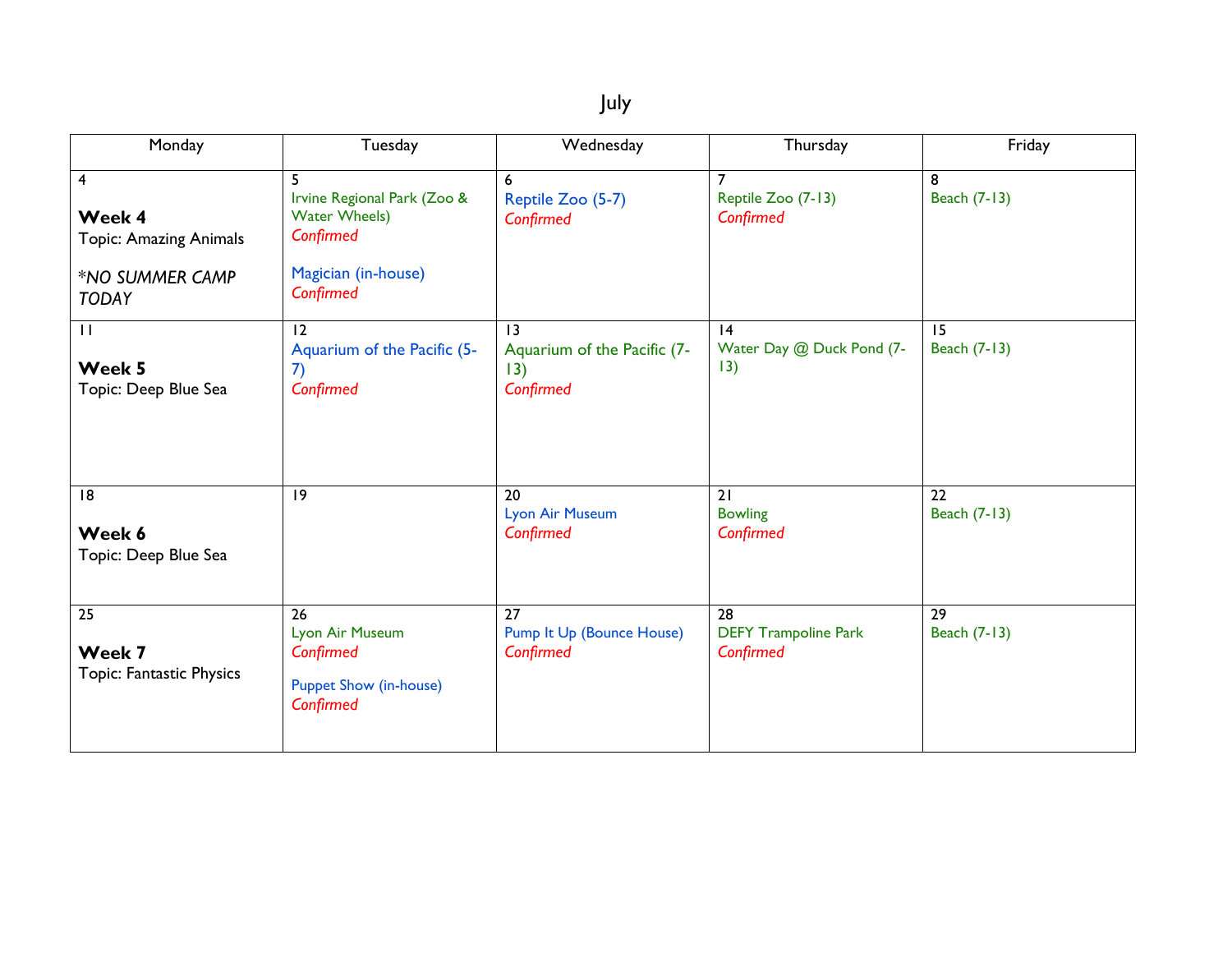# July

| Monday | Tuesday | Wednesday | Thursday | Friday |
|---|---|---|---|---|
| 4<br>**Week 4**<br>Topic: Amazing Animals<br>**NO SUMMER CAMP TODAY* | 5<br>Irvine Regional Park (Zoo & Water Wheels)<br>*Confirmed*<br>Magician (in-house)<br>*Confirmed* | 6<br>Reptile Zoo (5-7)<br>*Confirmed* | 7<br>Reptile Zoo (7-13)<br>*Confirmed* | 8<br>Beach (7-13) |
| 11<br>**Week 5**<br>Topic: Deep Blue Sea | 12<br>Aquarium of the Pacific (5-7)<br>*Confirmed* | 13<br>Aquarium of the Pacific (7-13)<br>*Confirmed* | 14<br>Water Day @ Duck Pond (7-13) | 15<br>Beach (7-13) |
| 18<br>**Week 6**<br>Topic: Deep Blue Sea | 19 | 20<br>Lyon Air Museum<br>*Confirmed* | 21<br>Bowling<br>*Confirmed* | 22<br>Beach (7-13) |
| 25<br>**Week 7**<br>Topic: Fantastic Physics | 26<br>Lyon Air Museum<br>*Confirmed*<br>Puppet Show (in-house)<br>*Confirmed* | 27<br>Pump It Up (Bounce House)<br>*Confirmed* | 28<br>DEFY Trampoline Park<br>*Confirmed* | 29<br>Beach (7-13) |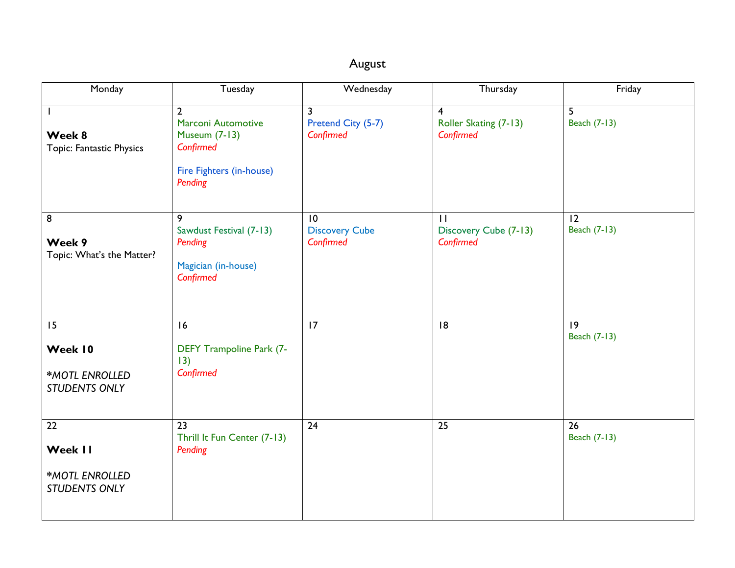# August

| Monday | Tuesday | Wednesday | Thursday | Friday |
|---|---|---|---|---|
| 1<br><br>**Week 8**<br>Topic: Fantastic Physics | 2<br>Marconi Automotive Museum (7-13)<br>*Confirmed*<br><br>Fire Fighters (in-house)<br>*Pending* | 3<br>Pretend City (5-7)<br>*Confirmed* | 4<br>Roller Skating (7-13)<br>*Confirmed* | 5<br>Beach (7-13) |
| 8<br><br>**Week 9**<br>Topic: What's the Matter? | 9<br>Sawdust Festival (7-13)<br>*Pending*<br><br>Magician (in-house)<br>*Confirmed* | 10<br>Discovery Cube<br>*Confirmed* | 11<br>Discovery Cube (7-13)<br>*Confirmed* | 12<br>Beach (7-13) |
| 15<br><br>**Week 10**<br><br>***MOTL ENROLLED STUDENTS ONLY*** | 16<br><br>DEFY Trampoline Park (7-13)<br>*Confirmed* | 17 | 18 | 19<br>Beach (7-13) |
| 22<br><br>**Week 11**<br><br>***MOTL ENROLLED STUDENTS ONLY*** | 23<br>Thrill It Fun Center (7-13)<br>*Pending* | 24 | 25 | 26<br>Beach (7-13) |